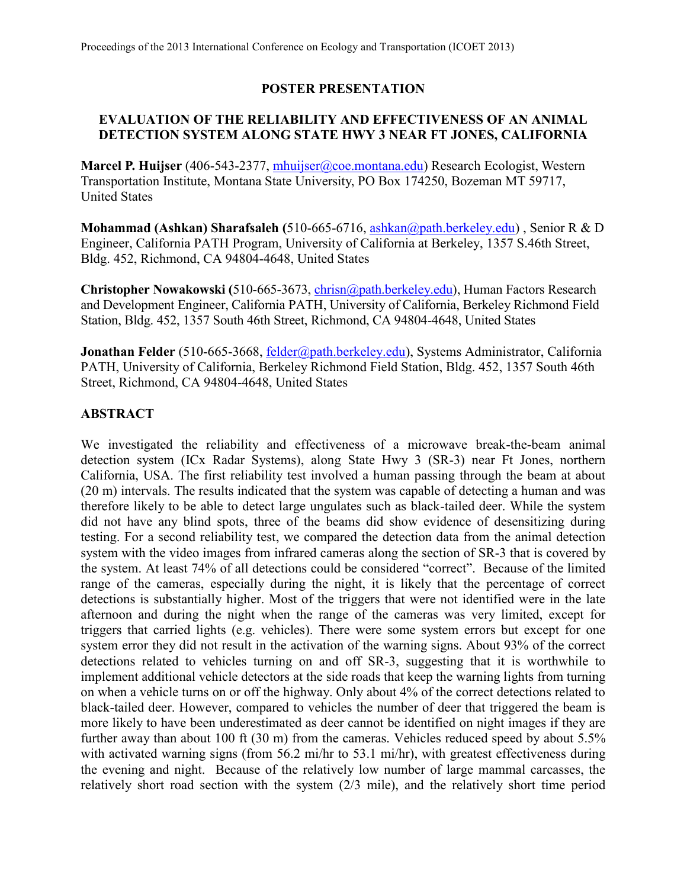**POSTER PRESENTATION**

# EVALUATION OF THE RELIABILITY AND EFFECTIVENESS OF AN ANIMAL DETECTION SYSTEM ALONG STATE HWY 3 NEAR FT JONES, CALIFORNIA

**Marcel P. Huijser** (406-543-2377, mhuijser@coe.montana.edu) Research Ecologist, Western Transportation Institute, Montana State University, PO Box 174250, Bozeman MT 59717, United States

**Mohammad (Ashkan) Sharafsaleh (**510-665-6716, ashkan@path.berkeley.edu) , Senior R & D Engineer, California PATH Program, University of California at Berkeley, 1357 S.46th Street, Bldg. 452, Richmond, CA 94804-4648, United States

**Christopher Nowakowski (**510-665-3673, chrisn@path.berkeley.edu), Human Factors Research and Development Engineer, California PATH, University of California, Berkeley Richmond Field Station, Bldg. 452, 1357 South 46th Street, Richmond, CA 94804-4648, United States

**Jonathan Felder** (510-665-3668, felder@path.berkeley.edu), Systems Administrator, California PATH, University of California, Berkeley Richmond Field Station, Bldg. 452, 1357 South 46th Street, Richmond, CA 94804-4648, United States

## ABSTRACT

We investigated the reliability and effectiveness of a microwave break-the-beam animal detection system (ICx Radar Systems), along State Hwy 3 (SR-3) near Ft Jones, northern California, USA. The first reliability test involved a human passing through the beam at about (20 m) intervals. The results indicated that the system was capable of detecting a human and was therefore likely to be able to detect large ungulates such as black-tailed deer. While the system did not have any blind spots, three of the beams did show evidence of desensitizing during testing. For a second reliability test, we compared the detection data from the animal detection system with the video images from infrared cameras along the section of SR-3 that is covered by the system. At least 74% of all detections could be considered "correct". Because of the limited range of the cameras, especially during the night, it is likely that the percentage of correct detections is substantially higher. Most of the triggers that were not identified were in the late afternoon and during the night when the range of the cameras was very limited, except for triggers that carried lights (e.g. vehicles). There were some system errors but except for one system error they did not result in the activation of the warning signs. About 93% of the correct detections related to vehicles turning on and off SR-3, suggesting that it is worthwhile to implement additional vehicle detectors at the side roads that keep the warning lights from turning on when a vehicle turns on or off the highway. Only about 4% of the correct detections related to black-tailed deer. However, compared to vehicles the number of deer that triggered the beam is more likely to have been underestimated as deer cannot be identified on night images if they are further away than about 100 ft (30 m) from the cameras. Vehicles reduced speed by about 5.5% with activated warning signs (from 56.2 mi/hr to 53.1 mi/hr), with greatest effectiveness during the evening and night. Because of the relatively low number of large mammal carcasses, the relatively short road section with the system (2/3 mile), and the relatively short time period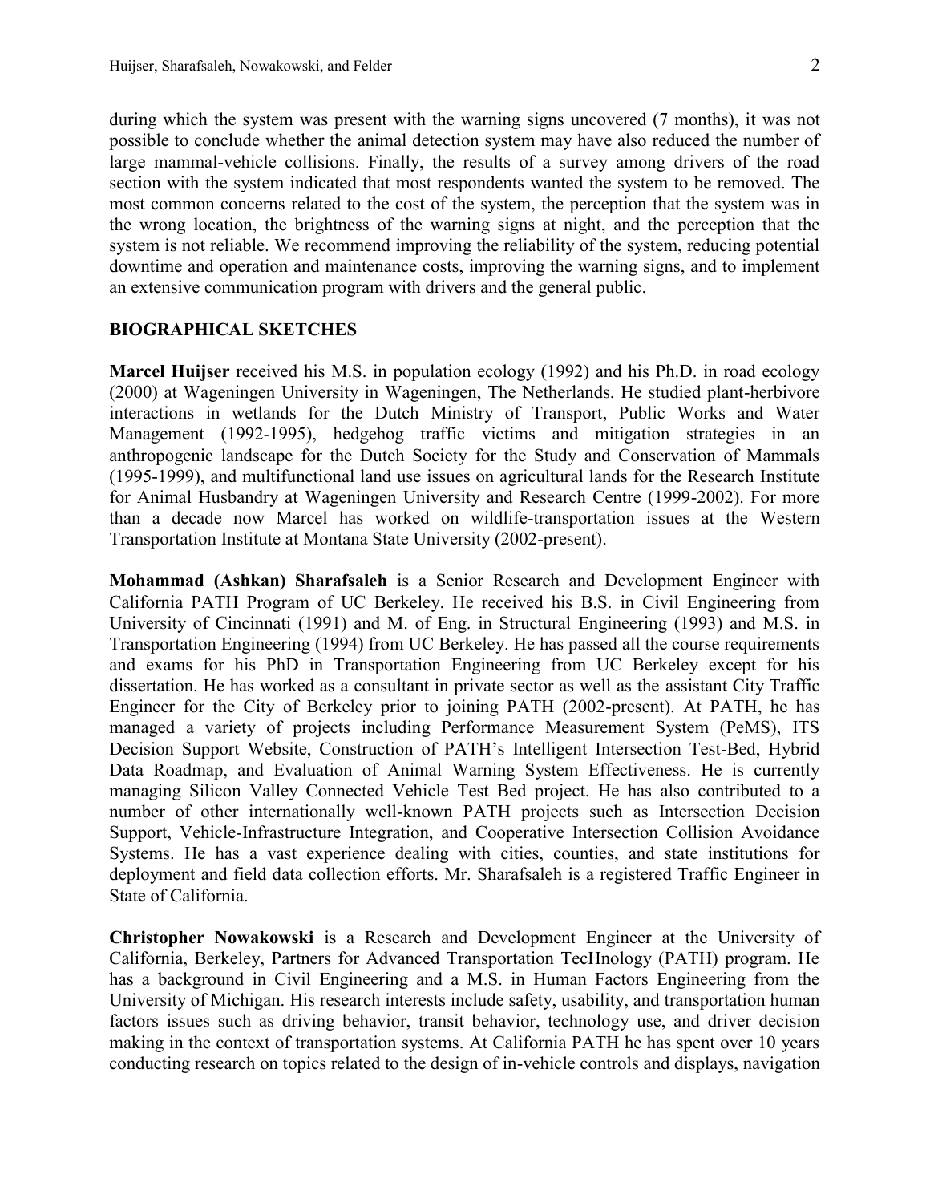during which the system was present with the warning signs uncovered (7 months), it was not possible to conclude whether the animal detection system may have also reduced the number of large mammal-vehicle collisions. Finally, the results of a survey among drivers of the road section with the system indicated that most respondents wanted the system to be removed. The most common concerns related to the cost of the system, the perception that the system was in the wrong location, the brightness of the warning signs at night, and the perception that the system is not reliable. We recommend improving the reliability of the system, reducing potential downtime and operation and maintenance costs, improving the warning signs, and to implement an extensive communication program with drivers and the general public.

## BIOGRAPHICAL SKETCHES

**Marcel Huijser** received his M.S. in population ecology (1992) and his Ph.D. in road ecology (2000) at Wageningen University in Wageningen, The Netherlands. He studied plant-herbivore interactions in wetlands for the Dutch Ministry of Transport, Public Works and Water Management (1992-1995), hedgehog traffic victims and mitigation strategies in an anthropogenic landscape for the Dutch Society for the Study and Conservation of Mammals (1995-1999), and multifunctional land use issues on agricultural lands for the Research Institute for Animal Husbandry at Wageningen University and Research Centre (1999-2002). For more than a decade now Marcel has worked on wildlife-transportation issues at the Western Transportation Institute at Montana State University (2002-present).

**Mohammad (Ashkan) Sharafsaleh** is a Senior Research and Development Engineer with California PATH Program of UC Berkeley. He received his B.S. in Civil Engineering from University of Cincinnati (1991) and M. of Eng. in Structural Engineering (1993) and M.S. in Transportation Engineering (1994) from UC Berkeley. He has passed all the course requirements and exams for his PhD in Transportation Engineering from UC Berkeley except for his dissertation. He has worked as a consultant in private sector as well as the assistant City Traffic Engineer for the City of Berkeley prior to joining PATH (2002-present). At PATH, he has managed a variety of projects including Performance Measurement System (PeMS), ITS Decision Support Website, Construction of PATH's Intelligent Intersection Test-Bed, Hybrid Data Roadmap, and Evaluation of Animal Warning System Effectiveness. He is currently managing Silicon Valley Connected Vehicle Test Bed project. He has also contributed to a number of other internationally well-known PATH projects such as Intersection Decision Support, Vehicle-Infrastructure Integration, and Cooperative Intersection Collision Avoidance Systems. He has a vast experience dealing with cities, counties, and state institutions for deployment and field data collection efforts. Mr. Sharafsaleh is a registered Traffic Engineer in State of California.

**Christopher Nowakowski** is a Research and Development Engineer at the University of California, Berkeley, Partners for Advanced Transportation TecHnology (PATH) program. He has a background in Civil Engineering and a M.S. in Human Factors Engineering from the University of Michigan. His research interests include safety, usability, and transportation human factors issues such as driving behavior, transit behavior, technology use, and driver decision making in the context of transportation systems. At California PATH he has spent over 10 years conducting research on topics related to the design of in-vehicle controls and displays, navigation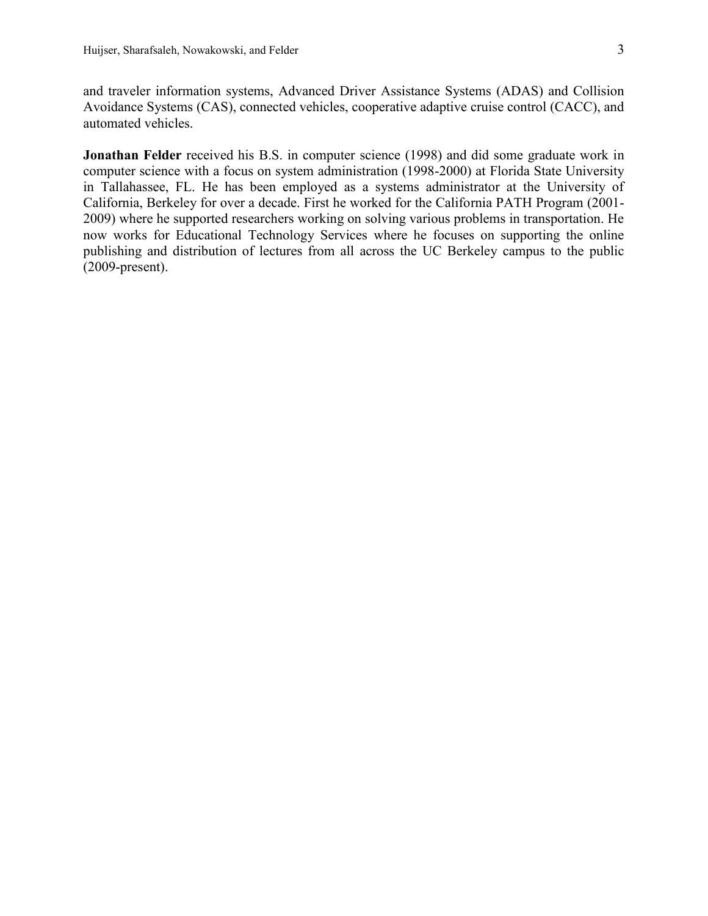and traveler information systems, Advanced Driver Assistance Systems (ADAS) and Collision Avoidance Systems (CAS), connected vehicles, cooperative adaptive cruise control (CACC), and automated vehicles.

**Jonathan Felder** received his B.S. in computer science (1998) and did some graduate work in computer science with a focus on system administration (1998-2000) at Florida State University in Tallahassee, FL. He has been employed as a systems administrator at the University of California, Berkeley for over a decade. First he worked for the California PATH Program (2001-2009) where he supported researchers working on solving various problems in transportation. He now works for Educational Technology Services where he focuses on supporting the online publishing and distribution of lectures from all across the UC Berkeley campus to the public (2009-present).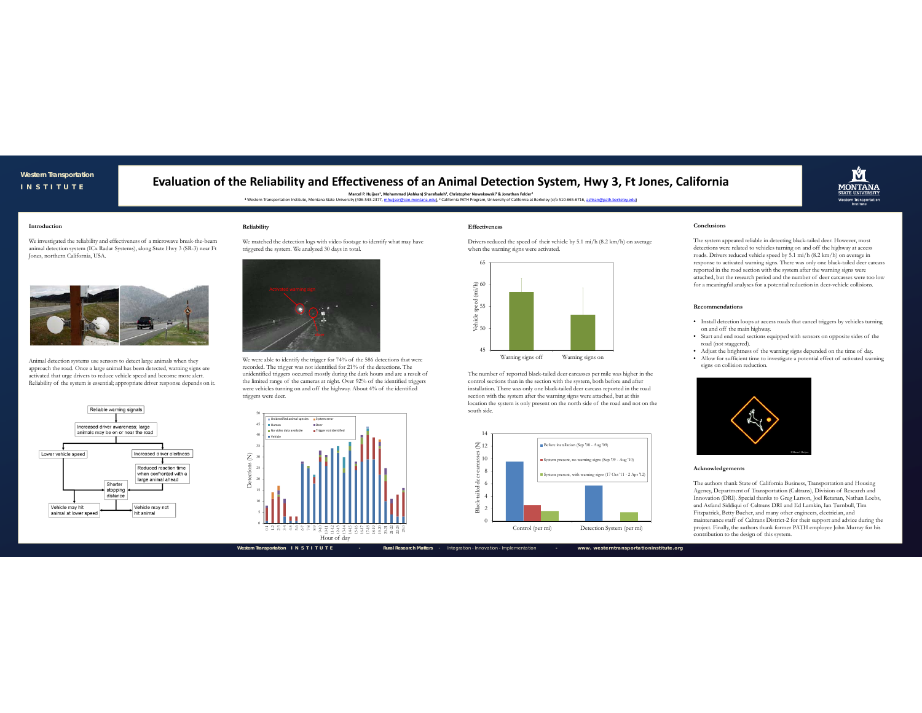# Evaluation of the Reliability and Effectiveness of an Animal Detection System, Hwy 3, Ft Jones, California

**Marcel P. Huijser[1], Mohammad (Ashkan) Sharafsaleh[2], Christopher Nowakowski[2] & Jonathan Felder[2]**

[1] Western Transportation Institute, Montana State University (406-543-2377, mhuijser@coe.montana.edu). [2] California PATH Program, University of California at Berkeley (c/o 510-665-6716, ashkan@path.berkeley.edu)

## Introduction

We investigated the reliability and effectiveness of a microwave break-the-beam animal detection system (ICx Radar Systems), along State Hwy 3 (SR-3) near Ft Jones, northern California, USA.

Animal detection systems use sensors to detect large animals when they approach the road. Once a large animal has been detected, warning signs are activated that urge drivers to reduce vehicle speed and become more alert. Reliability of the system is essential; appropriate driver response depends on it.

## Reliability

We matched the detection logs with video footage to identify what may have triggered the system. We analyzed 30 days in total.

We were able to identify the trigger for 74% of the 586 detections that were recorded. The trigger was not identified for 21% of the detections. The unidentified triggers occurred mostly during the dark hours and are a result of the limited range of the cameras at night. Over 92% of the identified triggers were vehicles turning on and off the highway. About 4% of the identified triggers were deer.

## Effectiveness

Drivers reduced the speed of their vehicle by 5.1 mi/h (8.2 km/h) on average when the warning signs were activated.

The number of reported black-tailed deer carcasses per mile was higher in the control sections than in the section with the system, both before and after installation. There was only one black-tailed deer carcass reported in the road section with the system after the warning signs were attached, but at this location the system is only present on the north side of the road and not on the south side.

## Conclusions

The system appeared reliable in detecting black-tailed deer. However, most detections were related to vehicles turning on and off the highway at access roads. Drivers reduced vehicle speed by 5.1 mi/h (8.2 km/h) on average in response to activated warning signs. There was only one black-tailed deer carcass reported in the road section with the system after the warning signs were attached, but the research period and the number of deer carcasses were too low for a meaningful analyses for a potential reduction in deer-vehicle collisions.

## Recommendations

- Install detection loops at access roads that cancel triggers by vehicles turning on and off the main highway.
- Start and end road sections equipped with sensors on opposite sides of the road (not staggered).
- Adjust the brightness of the warning signs depended on the time of day.
- Allow for sufficient time to investigate a potential effect of activated warning signs on collision reduction.

## Acknowledgements

The authors thank State of California Business, Transportation and Housing Agency, Department of Transportation (Caltrans), Division of Research and Innovation (DRI). Special thanks to Greg Larson, Joel Retanan, Nathan Loebs, and Asfand Siddiqui of Caltrans DRI and Ed Lamkin, Ian Turnbull, Tim Fitzpatrick, Betty Bucher, and many other engineers, electrician, and maintenance staff of Caltrans District-2 for their support and advice during the project. Finally, the authors thank former PATH employee John Murray for his contribution to the design of this system.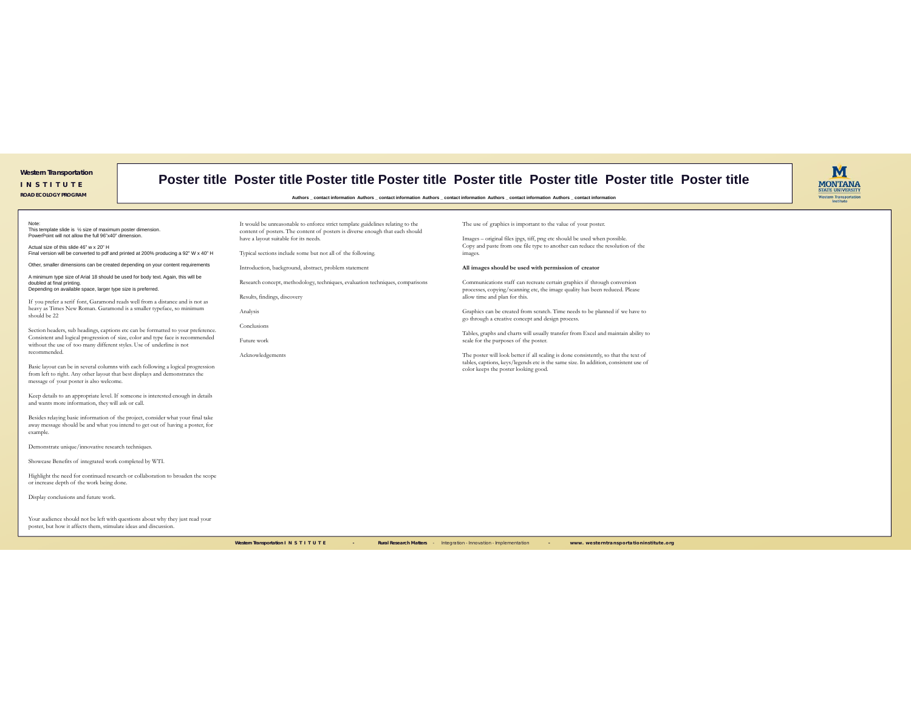Western Transportation

INSTITUTE

ROAD ECOLOGY PROGRAM

# Poster title Poster title Poster title Poster title Poster title Poster title Poster title Poster title

Authors _ contact information Authors _ contact information Authors _ contact information Authors _ contact information Authors _ contact information

MONTANA STATE UNIVERSITY

Western Transportation Institute

Note:
This template slide is ½ size of maximum poster dimension.
PowerPoint will not allow the full 96"x40" dimension.

Actual size of this slide 46" w x 20" H
Final version will be converted to pdf and printed at 200% producing a 92" W x 40" H

Other, smaller dimensions can be created depending on your content requirements

A minimum type size of Arial 18 should be used for body text. Again, this will be doubled at final printing.
Depending on available space, larger type size is preferred.

If you prefer a serif font, Garamond reads well from a distance and is not as heavy as Times New Roman. Garamond is a smaller typeface, so minimum should be 22

Section headers, sub headings, captions etc can be formatted to your preference. Consistent and logical progression of size, color and type face is recommended without the use of too many different styles. Use of underline is not recommended.

Basic layout can be in several columns with each following a logical progression from left to right. Any other layout that best displays and demonstrates the message of your poster is also welcome.

Keep details to an appropriate level. If someone is interested enough in details and wants more information, they will ask or call.

Besides relaying basic information of the project, consider what your final take away message should be and what you intend to get out of having a poster, for example.

Demonstrate unique/innovative research techniques.

Showcase Benefits of integrated work completed by WTI.

Highlight the need for continued research or collaboration to broaden the scope or increase depth of the work being done.

Display conclusions and future work.

Your audience should not be left with questions about why they just read your poster, but how it affects them, stimulate ideas and discussion.

It would be unreasonable to enforce strict template guidelines relating to the content of posters. The content of posters is diverse enough that each should have a layout suitable for its needs.

Typical sections include some but not all of the following.

Introduction, background, abstract, problem statement

Research concept, methodology, techniques, evaluation techniques, comparisons

Results, findings, discovery

Analysis

Conclusions

Future work

Acknowledgements

The use of graphics is important to the value of your poster.

Images – original files jpgs, tiff, png etc should be used when possible.
Copy and paste from one file type to another can reduce the resolution of the images.

**All images should be used with permission of creator**

Communications staff can recreate certain graphics if through conversion processes, copying/scanning etc, the image quality has been reduced. Please allow time and plan for this.

Graphics can be created from scratch. Time needs to be planned if we have to go through a creative concept and design process.

Tables, graphs and charts will usually transfer from Excel and maintain ability to scale for the purposes of the poster.

The poster will look better if all scaling is done consistently, so that the text of tables, captions, keys/legends etc is the same size. In addition, consistent use of color keeps the poster looking good.

Western Transportation INSTITUTE - Rural Research Matters - Integration - Innovation - Implementation - www.westerntransportationinstitute.org